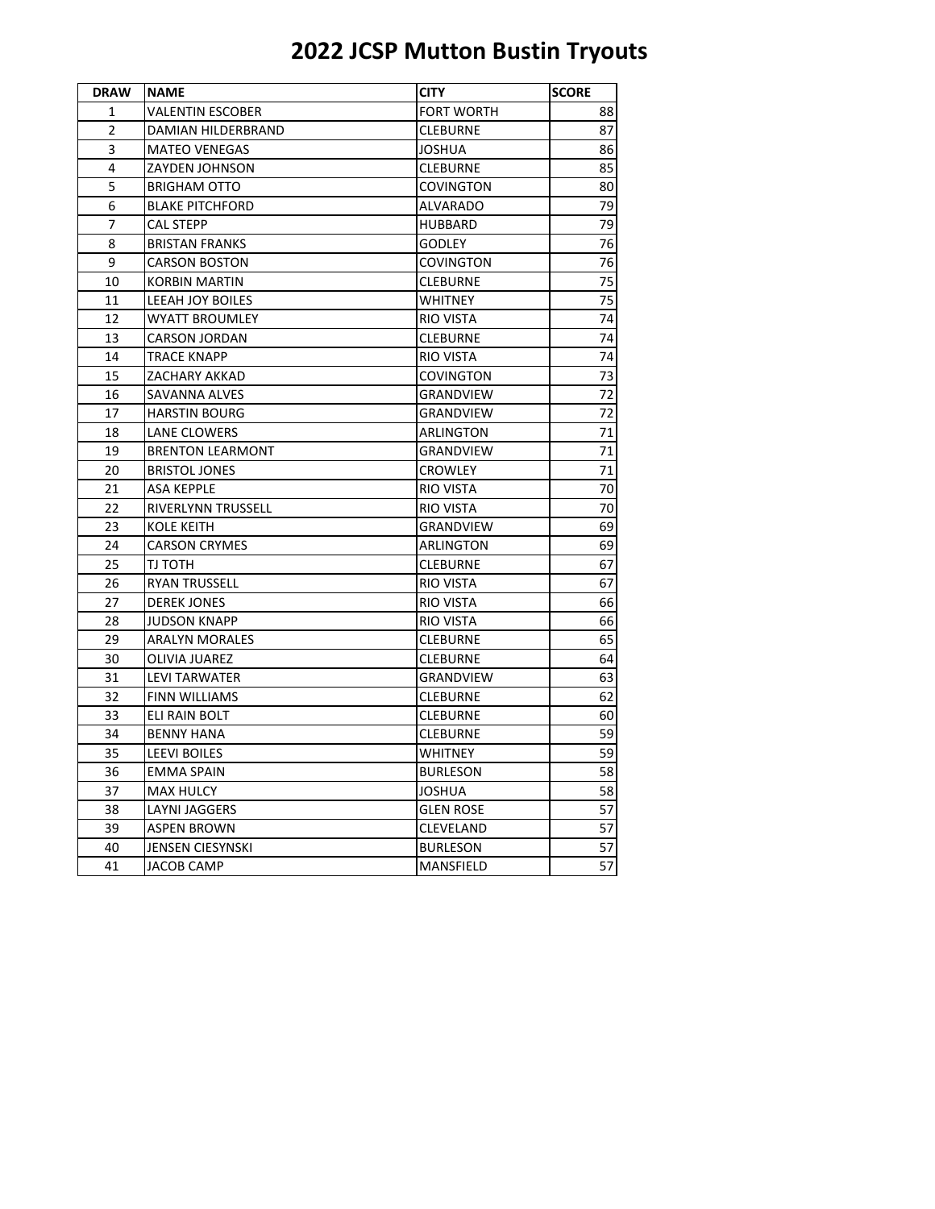# 2022 JCSP Mutton Bustin Tryouts

| DRAW | NAME | CITY | SCORE |
|---|---|---|---|
| 1 | VALENTIN ESCOBER | FORT WORTH | 88 |
| 2 | DAMIAN HILDERBRAND | CLEBURNE | 87 |
| 3 | MATEO VENEGAS | JOSHUA | 86 |
| 4 | ZAYDEN JOHNSON | CLEBURNE | 85 |
| 5 | BRIGHAM OTTO | COVINGTON | 80 |
| 6 | BLAKE PITCHFORD | ALVARADO | 79 |
| 7 | CAL STEPP | HUBBARD | 79 |
| 8 | BRISTAN FRANKS | GODLEY | 76 |
| 9 | CARSON BOSTON | COVINGTON | 76 |
| 10 | KORBIN MARTIN | CLEBURNE | 75 |
| 11 | LEEAH JOY BOILES | WHITNEY | 75 |
| 12 | WYATT BROUMLEY | RIO VISTA | 74 |
| 13 | CARSON JORDAN | CLEBURNE | 74 |
| 14 | TRACE KNAPP | RIO VISTA | 74 |
| 15 | ZACHARY AKKAD | COVINGTON | 73 |
| 16 | SAVANNA ALVES | GRANDVIEW | 72 |
| 17 | HARSTIN BOURG | GRANDVIEW | 72 |
| 18 | LANE CLOWERS | ARLINGTON | 71 |
| 19 | BRENTON LEARMONT | GRANDVIEW | 71 |
| 20 | BRISTOL JONES | CROWLEY | 71 |
| 21 | ASA KEPPLE | RIO VISTA | 70 |
| 22 | RIVERLYNN TRUSSELL | RIO VISTA | 70 |
| 23 | KOLE KEITH | GRANDVIEW | 69 |
| 24 | CARSON CRYMES | ARLINGTON | 69 |
| 25 | TJ TOTH | CLEBURNE | 67 |
| 26 | RYAN TRUSSELL | RIO VISTA | 67 |
| 27 | DEREK JONES | RIO VISTA | 66 |
| 28 | JUDSON KNAPP | RIO VISTA | 66 |
| 29 | ARALYN MORALES | CLEBURNE | 65 |
| 30 | OLIVIA JUAREZ | CLEBURNE | 64 |
| 31 | LEVI TARWATER | GRANDVIEW | 63 |
| 32 | FINN WILLIAMS | CLEBURNE | 62 |
| 33 | ELI RAIN BOLT | CLEBURNE | 60 |
| 34 | BENNY HANA | CLEBURNE | 59 |
| 35 | LEEVI BOILES | WHITNEY | 59 |
| 36 | EMMA SPAIN | BURLESON | 58 |
| 37 | MAX HULCY | JOSHUA | 58 |
| 38 | LAYNI JAGGERS | GLEN ROSE | 57 |
| 39 | ASPEN BROWN | CLEVELAND | 57 |
| 40 | JENSEN CIESYNSKI | BURLESON | 57 |
| 41 | JACOB CAMP | MANSFIELD | 57 |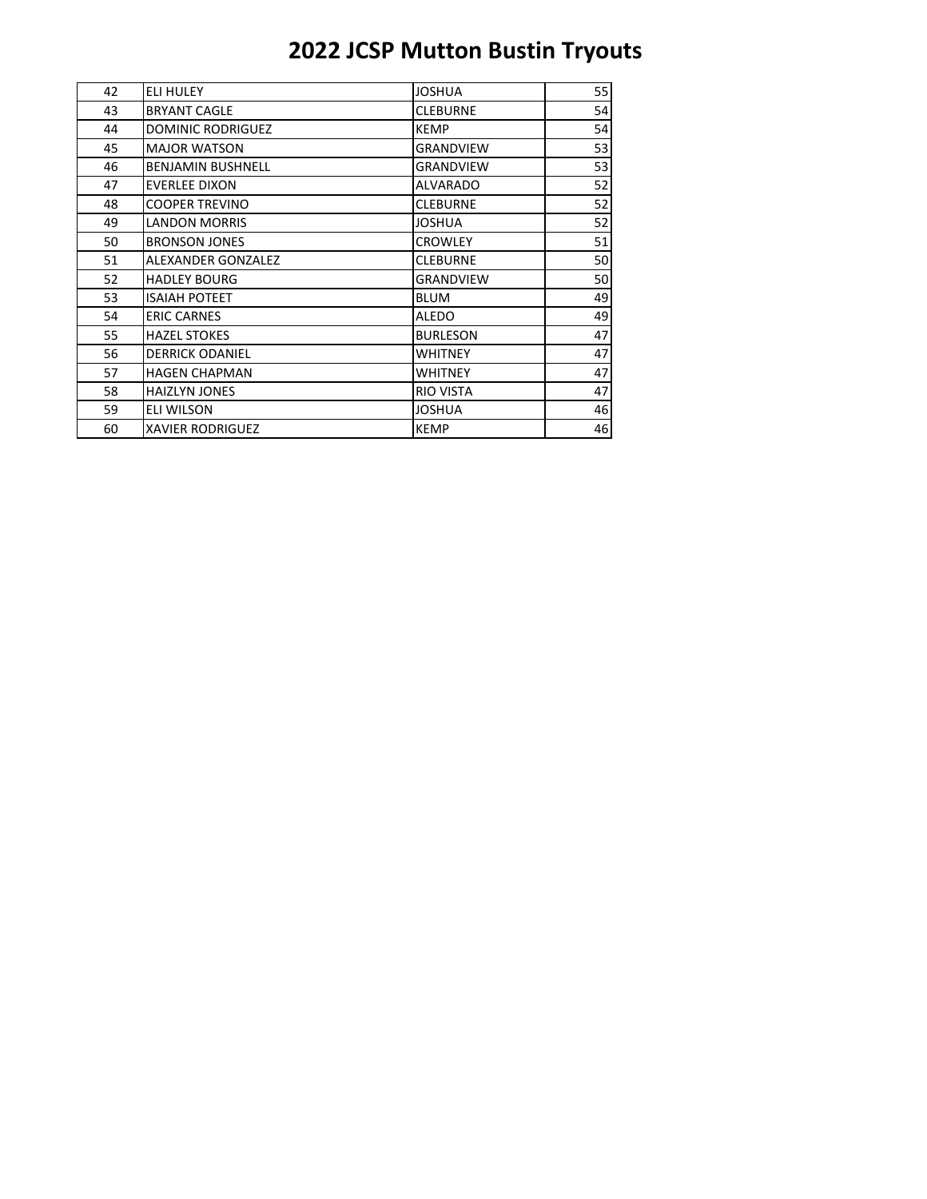# 2022 JCSP Mutton Bustin Tryouts

| | | | |
|---|---|---|---|
| 42 | ELI HULEY | JOSHUA | 55 |
| 43 | BRYANT CAGLE | CLEBURNE | 54 |
| 44 | DOMINIC RODRIGUEZ | KEMP | 54 |
| 45 | MAJOR WATSON | GRANDVIEW | 53 |
| 46 | BENJAMIN BUSHNELL | GRANDVIEW | 53 |
| 47 | EVERLEE DIXON | ALVARADO | 52 |
| 48 | COOPER TREVINO | CLEBURNE | 52 |
| 49 | LANDON MORRIS | JOSHUA | 52 |
| 50 | BRONSON JONES | CROWLEY | 51 |
| 51 | ALEXANDER GONZALEZ | CLEBURNE | 50 |
| 52 | HADLEY BOURG | GRANDVIEW | 50 |
| 53 | ISAIAH POTEET | BLUM | 49 |
| 54 | ERIC CARNES | ALEDO | 49 |
| 55 | HAZEL STOKES | BURLESON | 47 |
| 56 | DERRICK ODANIEL | WHITNEY | 47 |
| 57 | HAGEN CHAPMAN | WHITNEY | 47 |
| 58 | HAIZLYN JONES | RIO VISTA | 47 |
| 59 | ELI WILSON | JOSHUA | 46 |
| 60 | XAVIER RODRIGUEZ | KEMP | 46 |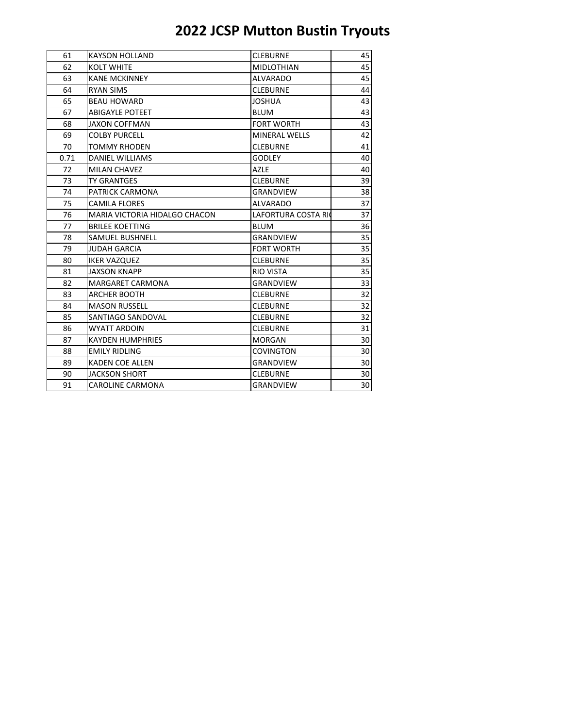# 2022 JCSP Mutton Bustin Tryouts

| | | | |
|---|---|---|---|
| 61 | KAYSON HOLLAND | CLEBURNE | 45 |
| 62 | KOLT WHITE | MIDLOTHIAN | 45 |
| 63 | KANE MCKINNEY | ALVARADO | 45 |
| 64 | RYAN SIMS | CLEBURNE | 44 |
| 65 | BEAU HOWARD | JOSHUA | 43 |
| 67 | ABIGAYLE POTEET | BLUM | 43 |
| 68 | JAXON COFFMAN | FORT WORTH | 43 |
| 69 | COLBY PURCELL | MINERAL WELLS | 42 |
| 70 | TOMMY RHODEN | CLEBURNE | 41 |
| 0.71 | DANIEL WILLIAMS | GODLEY | 40 |
| 72 | MILAN CHAVEZ | AZLE | 40 |
| 73 | TY GRANTGES | CLEBURNE | 39 |
| 74 | PATRICK CARMONA | GRANDVIEW | 38 |
| 75 | CAMILA FLORES | ALVARADO | 37 |
| 76 | MARIA VICTORIA HIDALGO CHACON | LAFORTURA COSTA RI | 37 |
| 77 | BRILEE KOETTING | BLUM | 36 |
| 78 | SAMUEL BUSHNELL | GRANDVIEW | 35 |
| 79 | JUDAH GARCIA | FORT WORTH | 35 |
| 80 | IKER VAZQUEZ | CLEBURNE | 35 |
| 81 | JAXSON KNAPP | RIO VISTA | 35 |
| 82 | MARGARET CARMONA | GRANDVIEW | 33 |
| 83 | ARCHER BOOTH | CLEBURNE | 32 |
| 84 | MASON RUSSELL | CLEBURNE | 32 |
| 85 | SANTIAGO SANDOVAL | CLEBURNE | 32 |
| 86 | WYATT ARDOIN | CLEBURNE | 31 |
| 87 | KAYDEN HUMPHRIES | MORGAN | 30 |
| 88 | EMILY RIDLING | COVINGTON | 30 |
| 89 | KADEN COE ALLEN | GRANDVIEW | 30 |
| 90 | JACKSON SHORT | CLEBURNE | 30 |
| 91 | CAROLINE CARMONA | GRANDVIEW | 30 |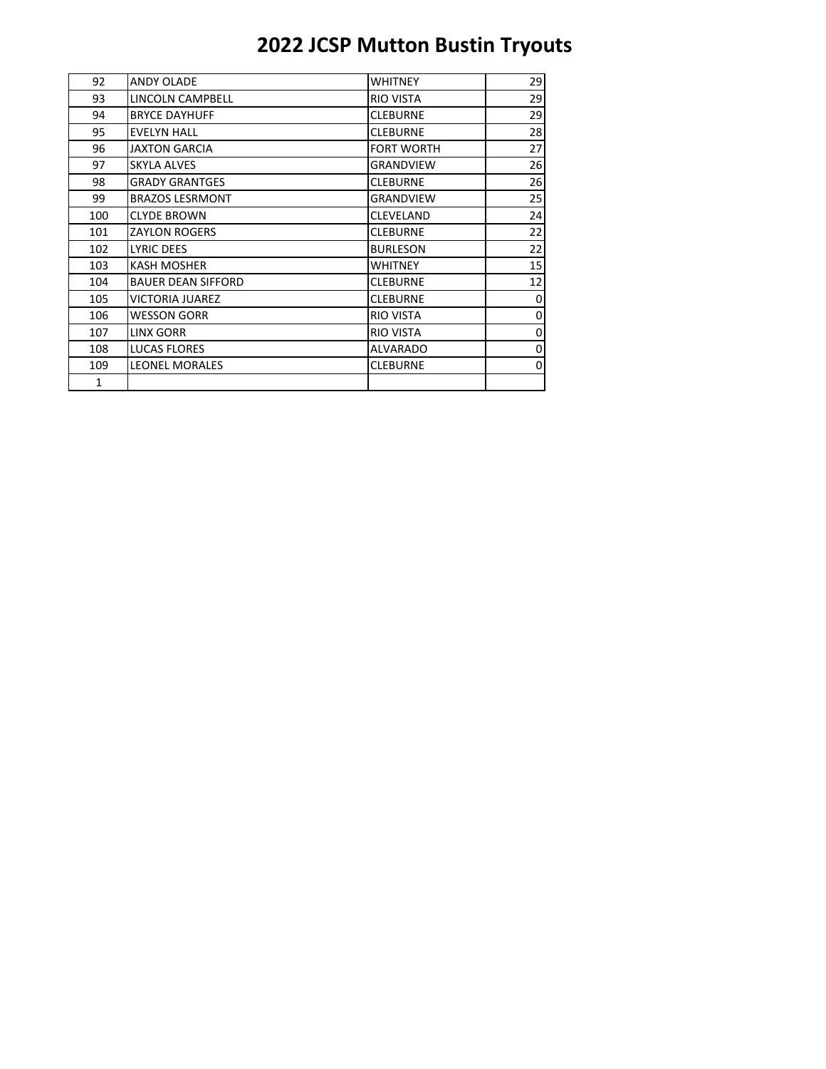# 2022 JCSP Mutton Bustin Tryouts

| | | | |
|---|---|---|---|
| 92 | ANDY OLADE | WHITNEY | 29 |
| 93 | LINCOLN CAMPBELL | RIO VISTA | 29 |
| 94 | BRYCE DAYHUFF | CLEBURNE | 29 |
| 95 | EVELYN HALL | CLEBURNE | 28 |
| 96 | JAXTON GARCIA | FORT WORTH | 27 |
| 97 | SKYLA ALVES | GRANDVIEW | 26 |
| 98 | GRADY GRANTGES | CLEBURNE | 26 |
| 99 | BRAZOS LESRMONT | GRANDVIEW | 25 |
| 100 | CLYDE BROWN | CLEVELAND | 24 |
| 101 | ZAYLON ROGERS | CLEBURNE | 22 |
| 102 | LYRIC DEES | BURLESON | 22 |
| 103 | KASH MOSHER | WHITNEY | 15 |
| 104 | BAUER DEAN SIFFORD | CLEBURNE | 12 |
| 105 | VICTORIA JUAREZ | CLEBURNE | 0 |
| 106 | WESSON GORR | RIO VISTA | 0 |
| 107 | LINX GORR | RIO VISTA | 0 |
| 108 | LUCAS FLORES | ALVARADO | 0 |
| 109 | LEONEL MORALES | CLEBURNE | 0 |
| 1 | | | |